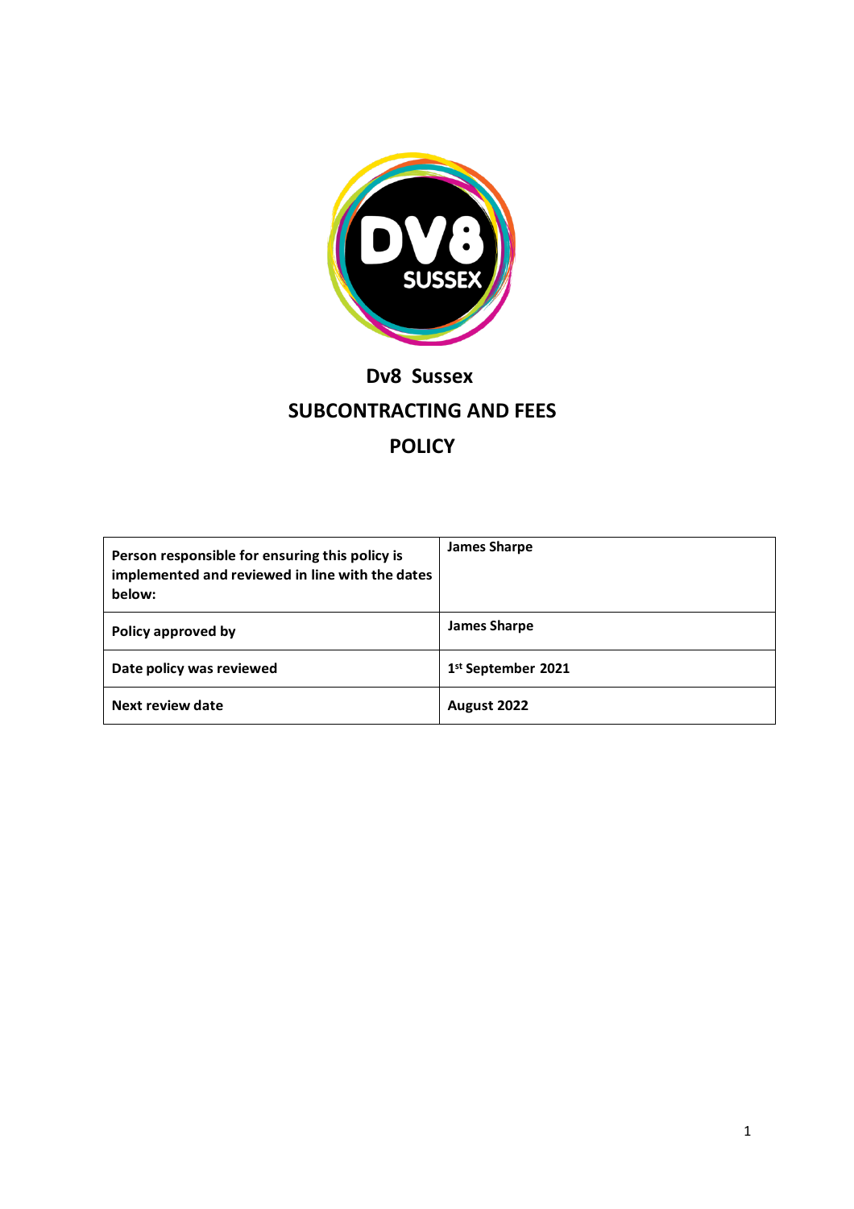# Dv8 Sussex

# SUBCONTRACTING AND FEES

# POLICY

| Person responsible for ensuring this policy is implemented and reviewed in line with the dates below: | James Sharpe |
|---|---|
| Policy approved by | James Sharpe |
| Date policy was reviewed | 1st September 2021 |
| Next review date | August 2022 |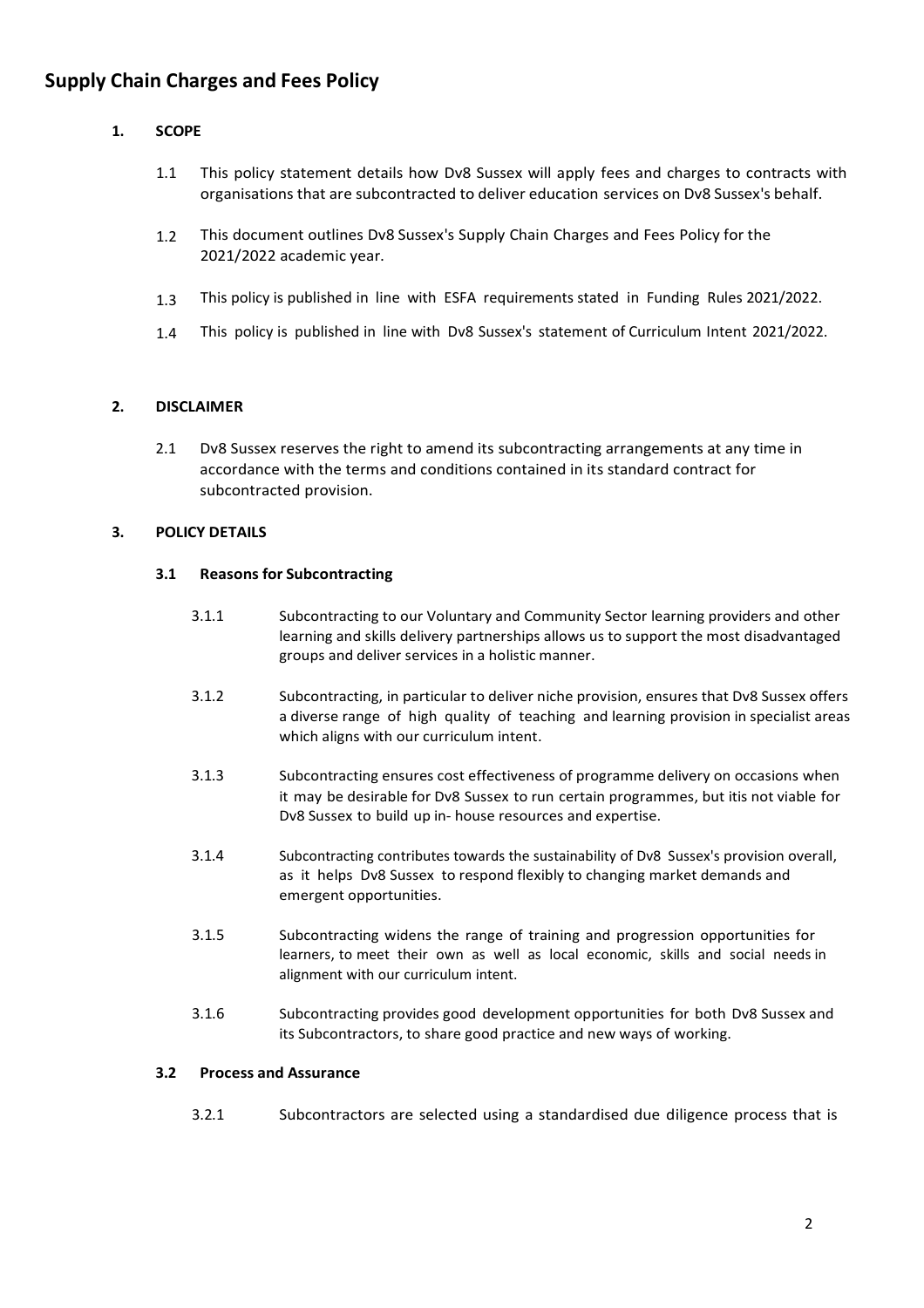# Supply Chain Charges and Fees Policy

## 1. SCOPE

1.1 This policy statement details how Dv8 Sussex will apply fees and charges to contracts with organisations that are subcontracted to deliver education services on Dv8 Sussex's behalf.

1.2 This document outlines Dv8 Sussex's Supply Chain Charges and Fees Policy for the 2021/2022 academic year.

1.3 This policy is published in line with ESFA requirements stated in Funding Rules 2021/2022.

1.4 This policy is published in line with Dv8 Sussex's statement of Curriculum Intent 2021/2022.

## 2. DISCLAIMER

2.1 Dv8 Sussex reserves the right to amend its subcontracting arrangements at any time in accordance with the terms and conditions contained in its standard contract for subcontracted provision.

## 3. POLICY DETAILS

### 3.1 Reasons for Subcontracting

3.1.1 Subcontracting to our Voluntary and Community Sector learning providers and other learning and skills delivery partnerships allows us to support the most disadvantaged groups and deliver services in a holistic manner.

3.1.2 Subcontracting, in particular to deliver niche provision, ensures that Dv8 Sussex offers a diverse range of high quality of teaching and learning provision in specialist areas which aligns with our curriculum intent.

3.1.3 Subcontracting ensures cost effectiveness of programme delivery on occasions when it may be desirable for Dv8 Sussex to run certain programmes, but itis not viable for Dv8 Sussex to build up in- house resources and expertise.

3.1.4 Subcontracting contributes towards the sustainability of Dv8 Sussex's provision overall, as it helps Dv8 Sussex to respond flexibly to changing market demands and emergent opportunities.

3.1.5 Subcontracting widens the range of training and progression opportunities for learners, to meet their own as well as local economic, skills and social needs in alignment with our curriculum intent.

3.1.6 Subcontracting provides good development opportunities for both Dv8 Sussex and its Subcontractors, to share good practice and new ways of working.

### 3.2 Process and Assurance

3.2.1 Subcontractors are selected using a standardised due diligence process that is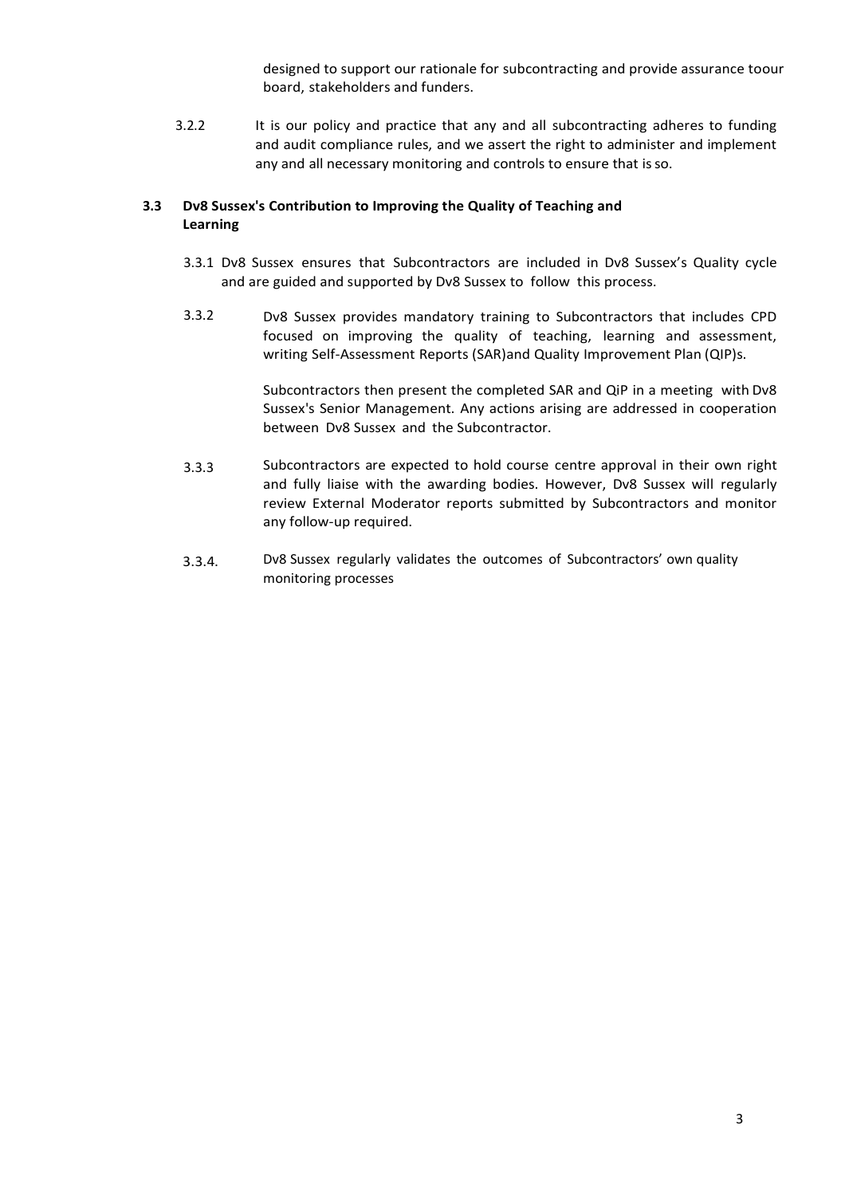designed to support our rationale for subcontracting and provide assurance toour board, stakeholders and funders.

3.2.2 It is our policy and practice that any and all subcontracting adheres to funding and audit compliance rules, and we assert the right to administer and implement any and all necessary monitoring and controls to ensure that is so.

### 3.3 Dv8 Sussex's Contribution to Improving the Quality of Teaching and Learning

3.3.1 Dv8 Sussex ensures that Subcontractors are included in Dv8 Sussex's Quality cycle and are guided and supported by Dv8 Sussex to follow this process.

3.3.2 Dv8 Sussex provides mandatory training to Subcontractors that includes CPD focused on improving the quality of teaching, learning and assessment, writing Self-Assessment Reports (SAR)and Quality Improvement Plan (QIP)s.

Subcontractors then present the completed SAR and QiP in a meeting with Dv8 Sussex's Senior Management. Any actions arising are addressed in cooperation between Dv8 Sussex and the Subcontractor.

3.3.3 Subcontractors are expected to hold course centre approval in their own right and fully liaise with the awarding bodies. However, Dv8 Sussex will regularly review External Moderator reports submitted by Subcontractors and monitor any follow-up required.

3.3.4. Dv8 Sussex regularly validates the outcomes of Subcontractors' own quality monitoring processes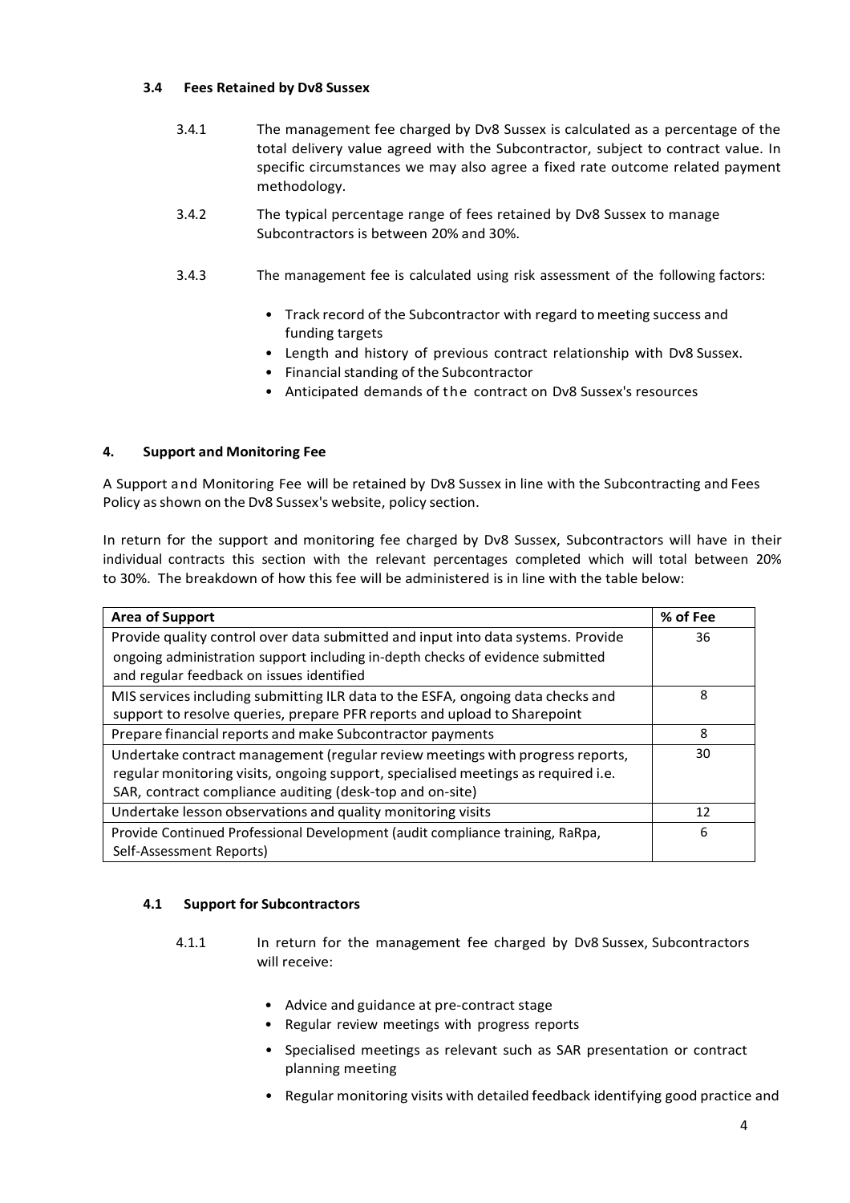### 3.4 Fees Retained by Dv8 Sussex

3.4.1 The management fee charged by Dv8 Sussex is calculated as a percentage of the total delivery value agreed with the Subcontractor, subject to contract value. In specific circumstances we may also agree a fixed rate outcome related payment methodology.

3.4.2 The typical percentage range of fees retained by Dv8 Sussex to manage Subcontractors is between 20% and 30%.

3.4.3 The management fee is calculated using risk assessment of the following factors:

- Track record of the Subcontractor with regard to meeting success and funding targets
- Length and history of previous contract relationship with Dv8 Sussex.
- Financial standing of the Subcontractor
- Anticipated demands of the contract on Dv8 Sussex's resources

## 4. Support and Monitoring Fee

A Support and Monitoring Fee will be retained by Dv8 Sussex in line with the Subcontracting and Fees Policy as shown on the Dv8 Sussex's website, policy section.

In return for the support and monitoring fee charged by Dv8 Sussex, Subcontractors will have in their individual contracts this section with the relevant percentages completed which will total between 20% to 30%. The breakdown of how this fee will be administered is in line with the table below:

| Area of Support | % of Fee |
|---|---|
| Provide quality control over data submitted and input into data systems. Provide ongoing administration support including in-depth checks of evidence submitted and regular feedback on issues identified | 36 |
| MIS services including submitting ILR data to the ESFA, ongoing data checks and support to resolve queries, prepare PFR reports and upload to Sharepoint | 8 |
| Prepare financial reports and make Subcontractor payments | 8 |
| Undertake contract management (regular review meetings with progress reports, regular monitoring visits, ongoing support, specialised meetings as required i.e. SAR, contract compliance auditing (desk-top and on-site) | 30 |
| Undertake lesson observations and quality monitoring visits | 12 |
| Provide Continued Professional Development (audit compliance training, RaRpa, Self-Assessment Reports) | 6 |

### 4.1 Support for Subcontractors

4.1.1 In return for the management fee charged by Dv8 Sussex, Subcontractors will receive:

- Advice and guidance at pre-contract stage
- Regular review meetings with progress reports
- Specialised meetings as relevant such as SAR presentation or contract planning meeting
- Regular monitoring visits with detailed feedback identifying good practice and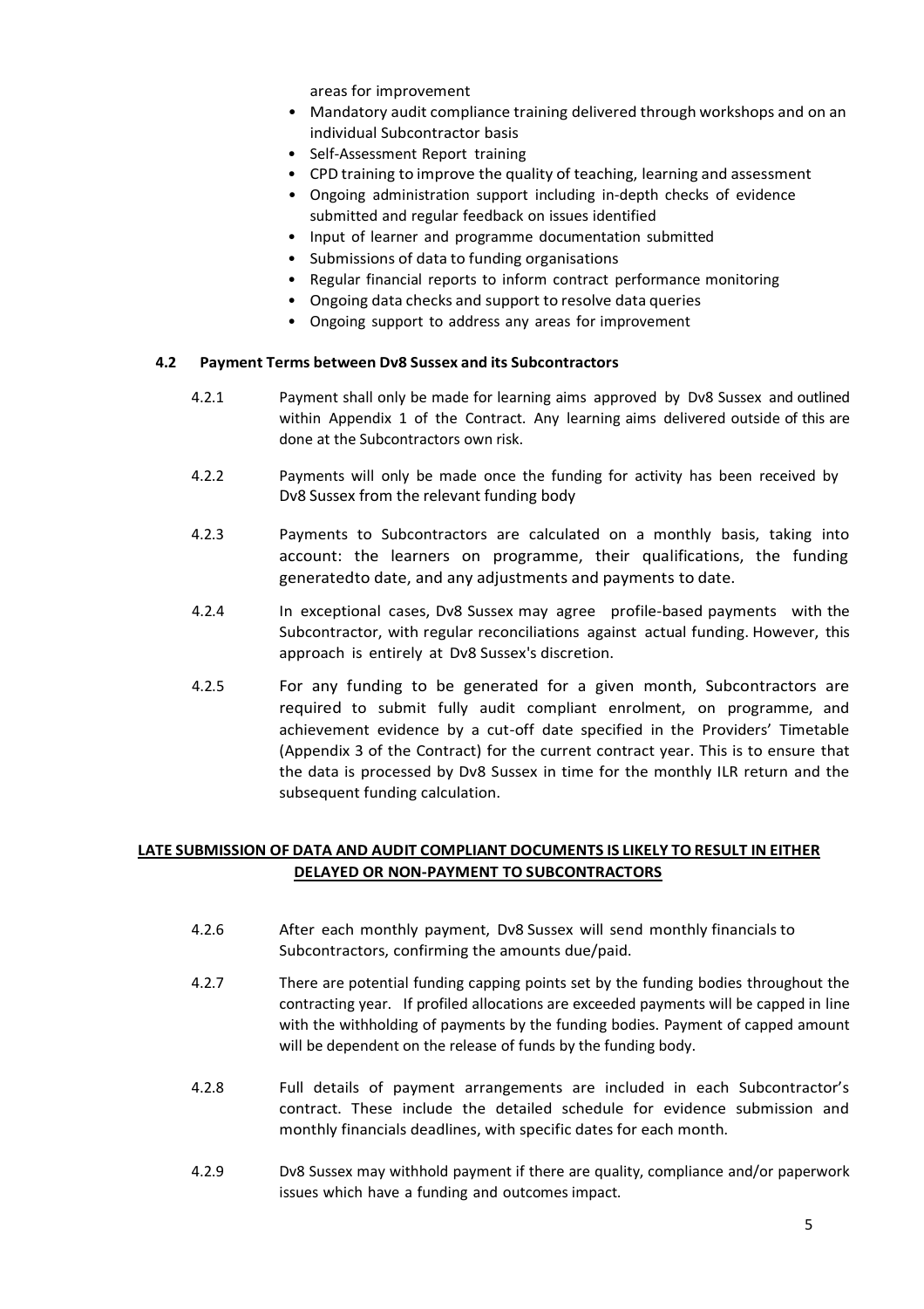areas for improvement

- Mandatory audit compliance training delivered through workshops and on an individual Subcontractor basis
- Self-Assessment Report training
- CPD training to improve the quality of teaching, learning and assessment
- Ongoing administration support including in-depth checks of evidence submitted and regular feedback on issues identified
- Input of learner and programme documentation submitted
- Submissions of data to funding organisations
- Regular financial reports to inform contract performance monitoring
- Ongoing data checks and support to resolve data queries
- Ongoing support to address any areas for improvement

### 4.2 Payment Terms between Dv8 Sussex and its Subcontractors

4.2.1 Payment shall only be made for learning aims approved by Dv8 Sussex and outlined within Appendix 1 of the Contract. Any learning aims delivered outside of this are done at the Subcontractors own risk.

4.2.2 Payments will only be made once the funding for activity has been received by Dv8 Sussex from the relevant funding body

4.2.3 Payments to Subcontractors are calculated on a monthly basis, taking into account: the learners on programme, their qualifications, the funding generatedto date, and any adjustments and payments to date.

4.2.4 In exceptional cases, Dv8 Sussex may agree profile-based payments with the Subcontractor, with regular reconciliations against actual funding. However, this approach is entirely at Dv8 Sussex's discretion.

4.2.5 For any funding to be generated for a given month, Subcontractors are required to submit fully audit compliant enrolment, on programme, and achievement evidence by a cut-off date specified in the Providers' Timetable (Appendix 3 of the Contract) for the current contract year. This is to ensure that the data is processed by Dv8 Sussex in time for the monthly ILR return and the subsequent funding calculation.

**LATE SUBMISSION OF DATA AND AUDIT COMPLIANT DOCUMENTS IS LIKELY TO RESULT IN EITHER DELAYED OR NON-PAYMENT TO SUBCONTRACTORS**

4.2.6 After each monthly payment, Dv8 Sussex will send monthly financials to Subcontractors, confirming the amounts due/paid.

4.2.7 There are potential funding capping points set by the funding bodies throughout the contracting year. If profiled allocations are exceeded payments will be capped in line with the withholding of payments by the funding bodies. Payment of capped amount will be dependent on the release of funds by the funding body.

4.2.8 Full details of payment arrangements are included in each Subcontractor's contract. These include the detailed schedule for evidence submission and monthly financials deadlines, with specific dates for each month.

4.2.9 Dv8 Sussex may withhold payment if there are quality, compliance and/or paperwork issues which have a funding and outcomes impact.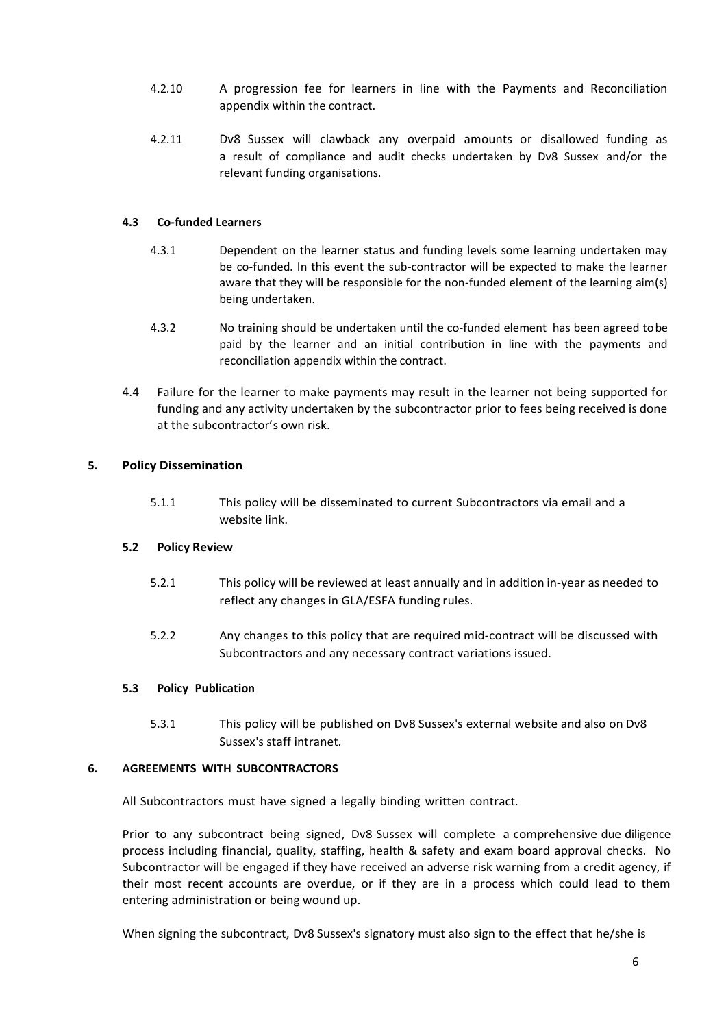4.2.10 A progression fee for learners in line with the Payments and Reconciliation appendix within the contract.

4.2.11 Dv8 Sussex will clawback any overpaid amounts or disallowed funding as a result of compliance and audit checks undertaken by Dv8 Sussex and/or the relevant funding organisations.

### 4.3 Co-funded Learners

4.3.1 Dependent on the learner status and funding levels some learning undertaken may be co-funded. In this event the sub-contractor will be expected to make the learner aware that they will be responsible for the non-funded element of the learning aim(s) being undertaken.

4.3.2 No training should be undertaken until the co-funded element has been agreed to be paid by the learner and an initial contribution in line with the payments and reconciliation appendix within the contract.

4.4 Failure for the learner to make payments may result in the learner not being supported for funding and any activity undertaken by the subcontractor prior to fees being received is done at the subcontractor's own risk.

## 5. Policy Dissemination

5.1.1 This policy will be disseminated to current Subcontractors via email and a website link.

### 5.2 Policy Review

5.2.1 This policy will be reviewed at least annually and in addition in-year as needed to reflect any changes in GLA/ESFA funding rules.

5.2.2 Any changes to this policy that are required mid-contract will be discussed with Subcontractors and any necessary contract variations issued.

### 5.3 Policy Publication

5.3.1 This policy will be published on Dv8 Sussex's external website and also on Dv8 Sussex's staff intranet.

## 6. AGREEMENTS WITH SUBCONTRACTORS

All Subcontractors must have signed a legally binding written contract.

Prior to any subcontract being signed, Dv8 Sussex will complete a comprehensive due diligence process including financial, quality, staffing, health & safety and exam board approval checks. No Subcontractor will be engaged if they have received an adverse risk warning from a credit agency, if their most recent accounts are overdue, or if they are in a process which could lead to them entering administration or being wound up.

When signing the subcontract, Dv8 Sussex's signatory must also sign to the effect that he/she is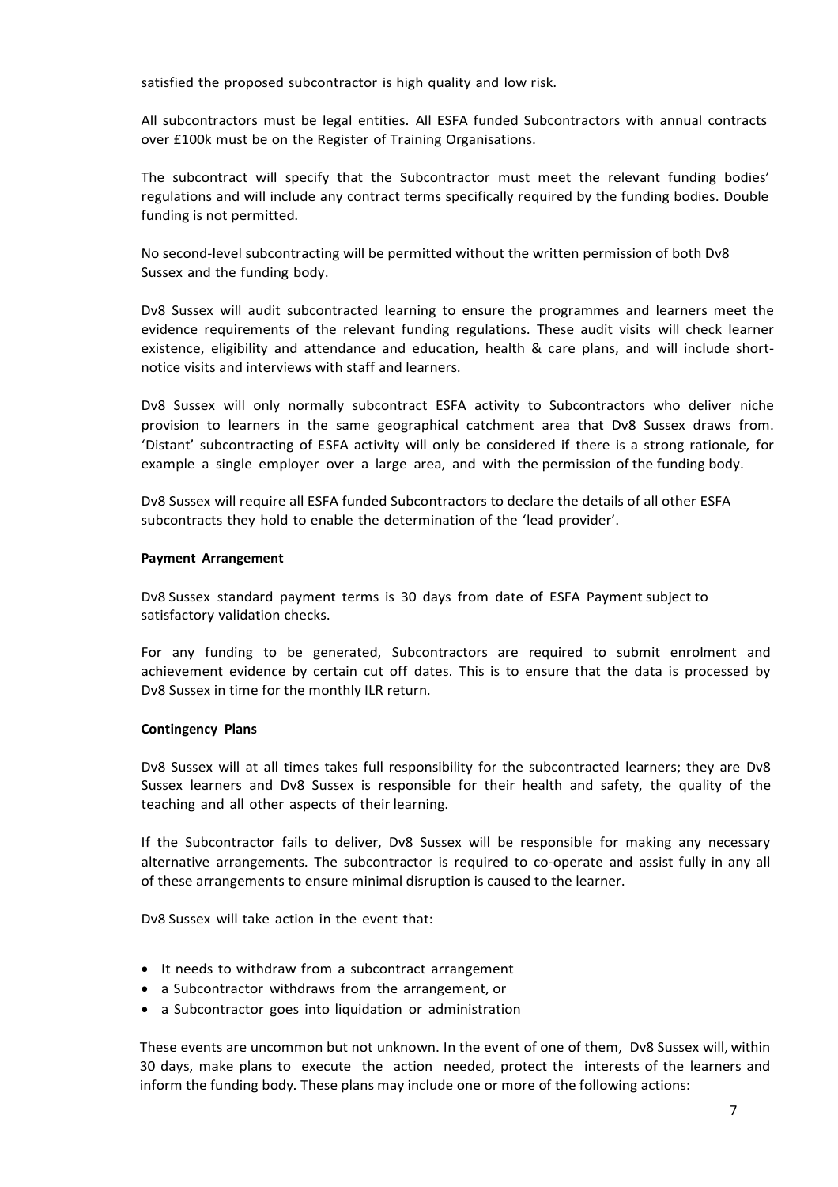satisfied the proposed subcontractor is high quality and low risk.

All subcontractors must be legal entities. All ESFA funded Subcontractors with annual contracts over £100k must be on the Register of Training Organisations.

The subcontract will specify that the Subcontractor must meet the relevant funding bodies' regulations and will include any contract terms specifically required by the funding bodies. Double funding is not permitted.

No second-level subcontracting will be permitted without the written permission of both Dv8 Sussex and the funding body.

Dv8 Sussex will audit subcontracted learning to ensure the programmes and learners meet the evidence requirements of the relevant funding regulations. These audit visits will check learner existence, eligibility and attendance and education, health & care plans, and will include short-notice visits and interviews with staff and learners.

Dv8 Sussex will only normally subcontract ESFA activity to Subcontractors who deliver niche provision to learners in the same geographical catchment area that Dv8 Sussex draws from. 'Distant' subcontracting of ESFA activity will only be considered if there is a strong rationale, for example a single employer over a large area, and with the permission of the funding body.

Dv8 Sussex will require all ESFA funded Subcontractors to declare the details of all other ESFA subcontracts they hold to enable the determination of the 'lead provider'.

**Payment Arrangement**

Dv8 Sussex standard payment terms is 30 days from date of ESFA Payment subject to satisfactory validation checks.

For any funding to be generated, Subcontractors are required to submit enrolment and achievement evidence by certain cut off dates. This is to ensure that the data is processed by Dv8 Sussex in time for the monthly ILR return.

**Contingency Plans**

Dv8 Sussex will at all times takes full responsibility for the subcontracted learners; they are Dv8 Sussex learners and Dv8 Sussex is responsible for their health and safety, the quality of the teaching and all other aspects of their learning.

If the Subcontractor fails to deliver, Dv8 Sussex will be responsible for making any necessary alternative arrangements. The subcontractor is required to co-operate and assist fully in any all of these arrangements to ensure minimal disruption is caused to the learner.

Dv8 Sussex will take action in the event that:

- It needs to withdraw from a subcontract arrangement
- a Subcontractor withdraws from the arrangement, or
- a Subcontractor goes into liquidation or administration

These events are uncommon but not unknown. In the event of one of them, Dv8 Sussex will, within 30 days, make plans to execute the action needed, protect the interests of the learners and inform the funding body. These plans may include one or more of the following actions: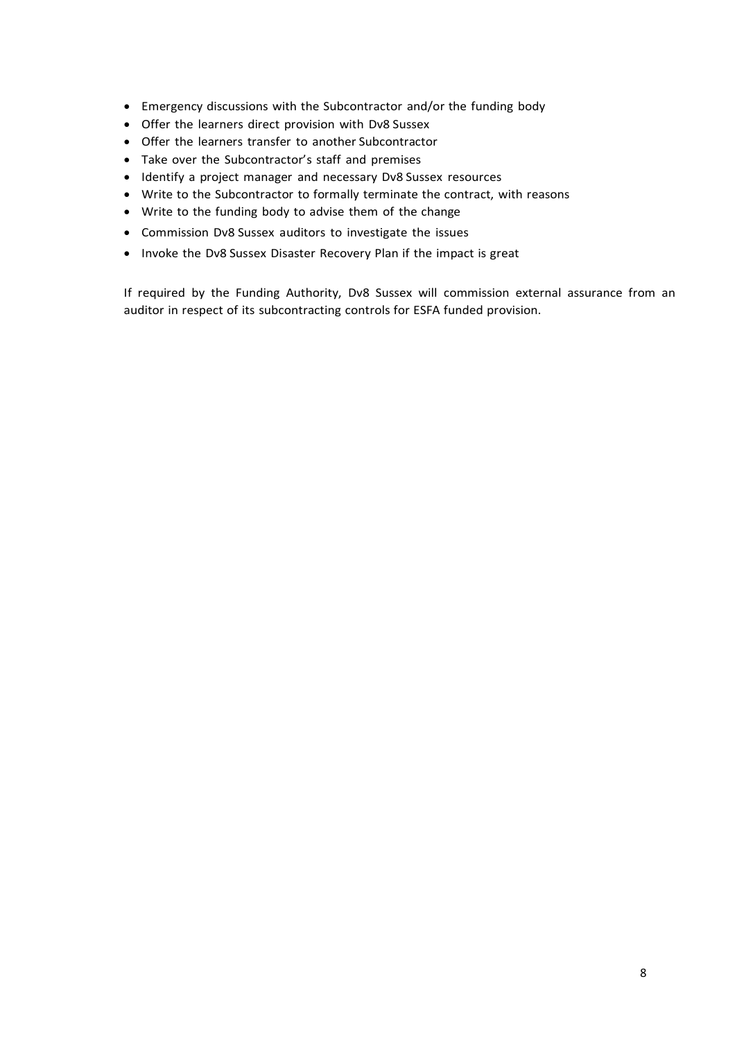- Emergency discussions with the Subcontractor and/or the funding body
- Offer the learners direct provision with Dv8 Sussex
- Offer the learners transfer to another Subcontractor
- Take over the Subcontractor's staff and premises
- Identify a project manager and necessary Dv8 Sussex resources
- Write to the Subcontractor to formally terminate the contract, with reasons
- Write to the funding body to advise them of the change
- Commission Dv8 Sussex auditors to investigate the issues
- Invoke the Dv8 Sussex Disaster Recovery Plan if the impact is great

If required by the Funding Authority, Dv8 Sussex will commission external assurance from an auditor in respect of its subcontracting controls for ESFA funded provision.